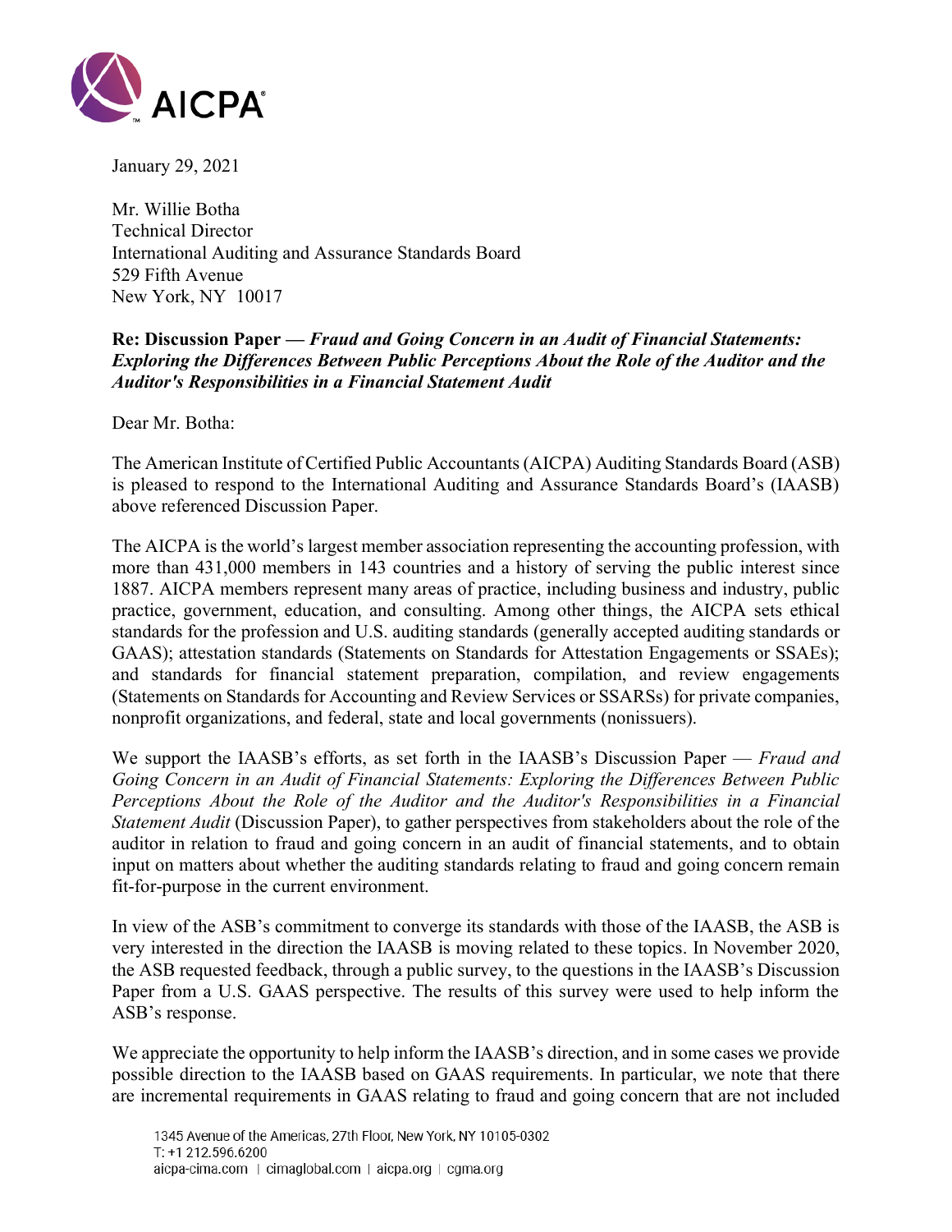January 29, 2021

Mr. Willie Botha
Technical Director
International Auditing and Assurance Standards Board
529 Fifth Avenue
New York, NY 10017

**Re: Discussion Paper — *Fraud and Going Concern in an Audit of Financial Statements: Exploring the Differences Between Public Perceptions About the Role of the Auditor and the Auditor's Responsibilities in a Financial Statement Audit***

Dear Mr. Botha:

The American Institute of Certified Public Accountants (AICPA) Auditing Standards Board (ASB) is pleased to respond to the International Auditing and Assurance Standards Board's (IAASB) above referenced Discussion Paper.

The AICPA is the world's largest member association representing the accounting profession, with more than 431,000 members in 143 countries and a history of serving the public interest since 1887. AICPA members represent many areas of practice, including business and industry, public practice, government, education, and consulting. Among other things, the AICPA sets ethical standards for the profession and U.S. auditing standards (generally accepted auditing standards or GAAS); attestation standards (Statements on Standards for Attestation Engagements or SSAEs); and standards for financial statement preparation, compilation, and review engagements (Statements on Standards for Accounting and Review Services or SSARSs) for private companies, nonprofit organizations, and federal, state and local governments (nonissuers).

We support the IAASB's efforts, as set forth in the IAASB's Discussion Paper — *Fraud and Going Concern in an Audit of Financial Statements: Exploring the Differences Between Public Perceptions About the Role of the Auditor and the Auditor's Responsibilities in a Financial Statement Audit* (Discussion Paper), to gather perspectives from stakeholders about the role of the auditor in relation to fraud and going concern in an audit of financial statements, and to obtain input on matters about whether the auditing standards relating to fraud and going concern remain fit-for-purpose in the current environment.

In view of the ASB's commitment to converge its standards with those of the IAASB, the ASB is very interested in the direction the IAASB is moving related to these topics. In November 2020, the ASB requested feedback, through a public survey, to the questions in the IAASB's Discussion Paper from a U.S. GAAS perspective. The results of this survey were used to help inform the ASB's response.

We appreciate the opportunity to help inform the IAASB's direction, and in some cases we provide possible direction to the IAASB based on GAAS requirements. In particular, we note that there are incremental requirements in GAAS relating to fraud and going concern that are not included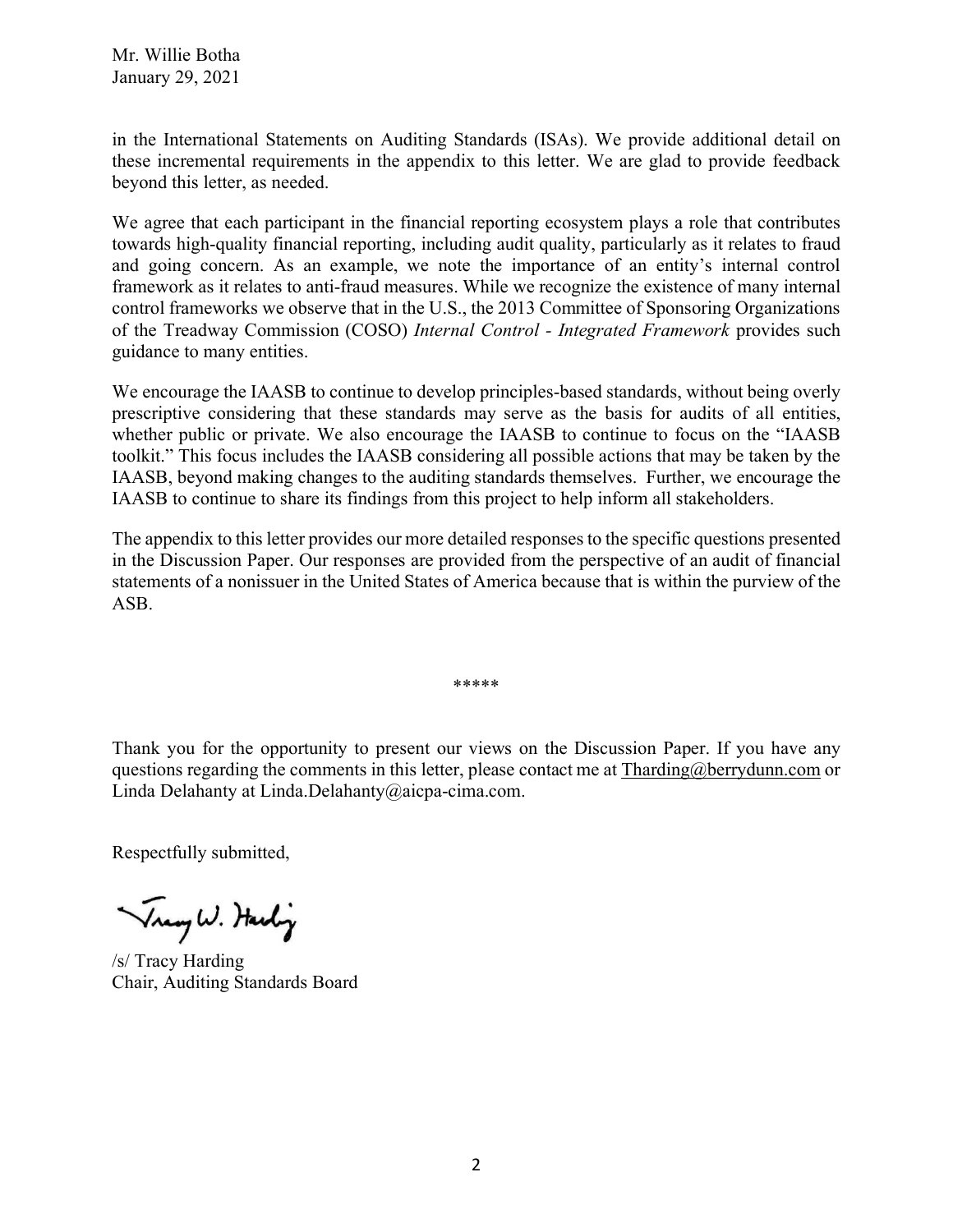in the International Statements on Auditing Standards (ISAs). We provide additional detail on these incremental requirements in the appendix to this letter. We are glad to provide feedback beyond this letter, as needed.

We agree that each participant in the financial reporting ecosystem plays a role that contributes towards high-quality financial reporting, including audit quality, particularly as it relates to fraud and going concern. As an example, we note the importance of an entity's internal control framework as it relates to anti-fraud measures. While we recognize the existence of many internal control frameworks we observe that in the U.S., the 2013 Committee of Sponsoring Organizations of the Treadway Commission (COSO) *Internal Control - Integrated Framework* provides such guidance to many entities.

We encourage the IAASB to continue to develop principles-based standards, without being overly prescriptive considering that these standards may serve as the basis for audits of all entities, whether public or private. We also encourage the IAASB to continue to focus on the "IAASB toolkit." This focus includes the IAASB considering all possible actions that may be taken by the IAASB, beyond making changes to the auditing standards themselves. Further, we encourage the IAASB to continue to share its findings from this project to help inform all stakeholders.

The appendix to this letter provides our more detailed responses to the specific questions presented in the Discussion Paper. Our responses are provided from the perspective of an audit of financial statements of a nonissuer in the United States of America because that is within the purview of the ASB.

*****

Thank you for the opportunity to present our views on the Discussion Paper. If you have any questions regarding the comments in this letter, please contact me at Tharding@berrydunn.com or Linda Delahanty at Linda.Delahanty@aicpa-cima.com.

Respectfully submitted,

/s/ Tracy Harding
Chair, Auditing Standards Board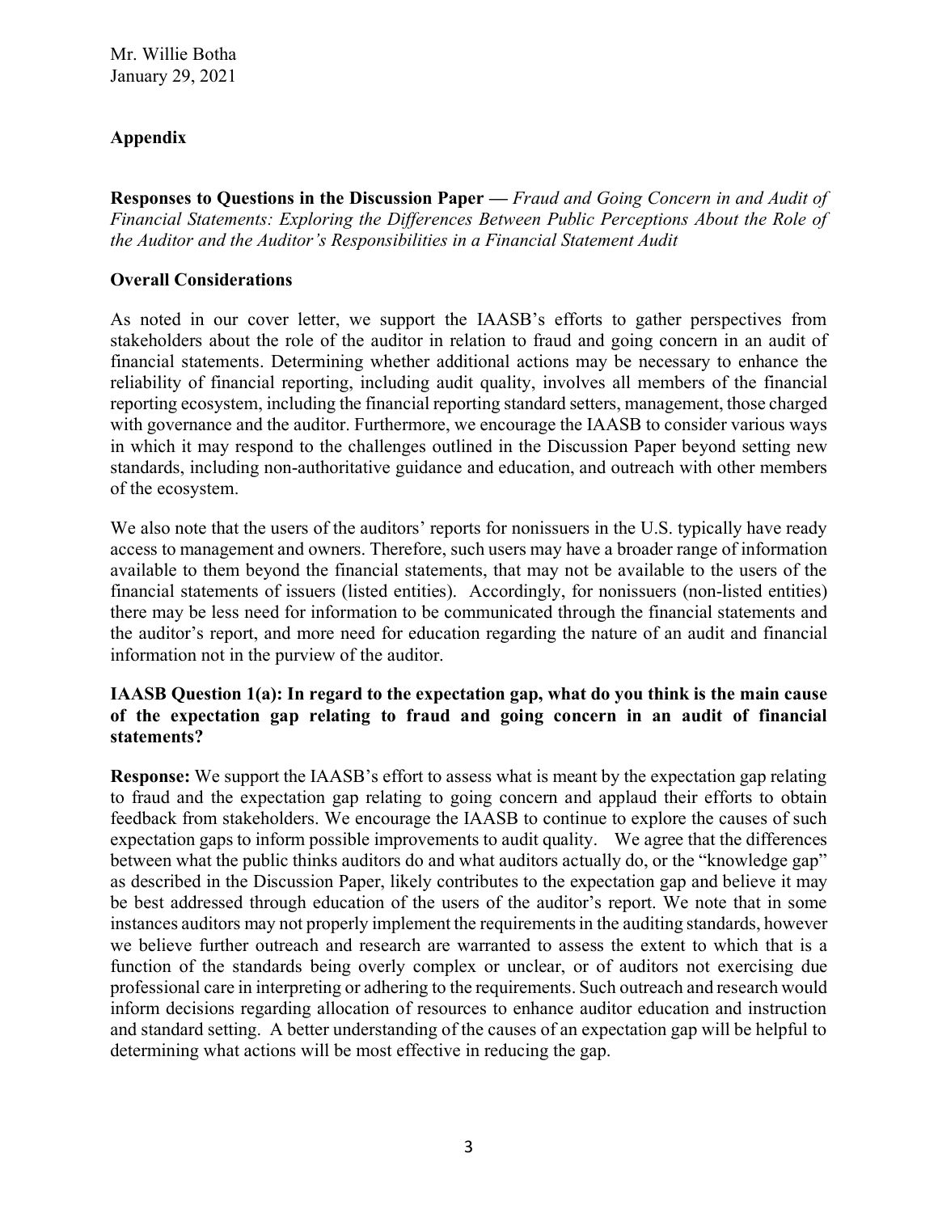Mr. Willie Botha
January 29, 2021

## Appendix

**Responses to Questions in the Discussion Paper —** *Fraud and Going Concern in and Audit of Financial Statements: Exploring the Differences Between Public Perceptions About the Role of the Auditor and the Auditor's Responsibilities in a Financial Statement Audit*

### Overall Considerations

As noted in our cover letter, we support the IAASB's efforts to gather perspectives from stakeholders about the role of the auditor in relation to fraud and going concern in an audit of financial statements. Determining whether additional actions may be necessary to enhance the reliability of financial reporting, including audit quality, involves all members of the financial reporting ecosystem, including the financial reporting standard setters, management, those charged with governance and the auditor. Furthermore, we encourage the IAASB to consider various ways in which it may respond to the challenges outlined in the Discussion Paper beyond setting new standards, including non-authoritative guidance and education, and outreach with other members of the ecosystem.

We also note that the users of the auditors' reports for nonissuers in the U.S. typically have ready access to management and owners. Therefore, such users may have a broader range of information available to them beyond the financial statements, that may not be available to the users of the financial statements of issuers (listed entities). Accordingly, for nonissuers (non-listed entities) there may be less need for information to be communicated through the financial statements and the auditor's report, and more need for education regarding the nature of an audit and financial information not in the purview of the auditor.

**IAASB Question 1(a): In regard to the expectation gap, what do you think is the main cause of the expectation gap relating to fraud and going concern in an audit of financial statements?**

**Response:** We support the IAASB's effort to assess what is meant by the expectation gap relating to fraud and the expectation gap relating to going concern and applaud their efforts to obtain feedback from stakeholders. We encourage the IAASB to continue to explore the causes of such expectation gaps to inform possible improvements to audit quality. We agree that the differences between what the public thinks auditors do and what auditors actually do, or the "knowledge gap" as described in the Discussion Paper, likely contributes to the expectation gap and believe it may be best addressed through education of the users of the auditor's report. We note that in some instances auditors may not properly implement the requirements in the auditing standards, however we believe further outreach and research are warranted to assess the extent to which that is a function of the standards being overly complex or unclear, or of auditors not exercising due professional care in interpreting or adhering to the requirements. Such outreach and research would inform decisions regarding allocation of resources to enhance auditor education and instruction and standard setting. A better understanding of the causes of an expectation gap will be helpful to determining what actions will be most effective in reducing the gap.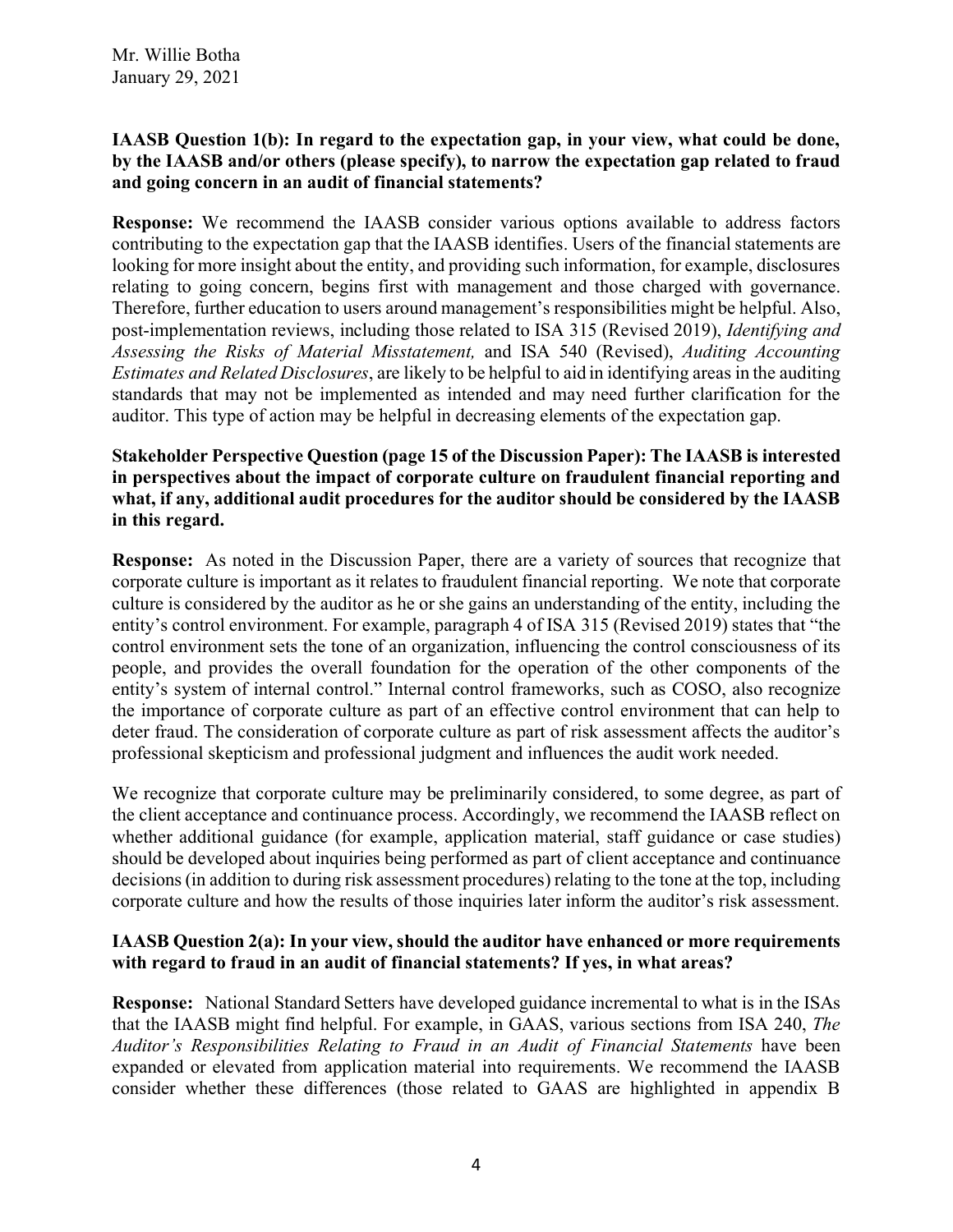**IAASB Question 1(b): In regard to the expectation gap, in your view, what could be done, by the IAASB and/or others (please specify), to narrow the expectation gap related to fraud and going concern in an audit of financial statements?**

**Response:** We recommend the IAASB consider various options available to address factors contributing to the expectation gap that the IAASB identifies. Users of the financial statements are looking for more insight about the entity, and providing such information, for example, disclosures relating to going concern, begins first with management and those charged with governance. Therefore, further education to users around management's responsibilities might be helpful. Also, post-implementation reviews, including those related to ISA 315 (Revised 2019), *Identifying and Assessing the Risks of Material Misstatement,* and ISA 540 (Revised), *Auditing Accounting Estimates and Related Disclosures*, are likely to be helpful to aid in identifying areas in the auditing standards that may not be implemented as intended and may need further clarification for the auditor. This type of action may be helpful in decreasing elements of the expectation gap.

**Stakeholder Perspective Question (page 15 of the Discussion Paper): The IAASB is interested in perspectives about the impact of corporate culture on fraudulent financial reporting and what, if any, additional audit procedures for the auditor should be considered by the IAASB in this regard.**

**Response:** As noted in the Discussion Paper, there are a variety of sources that recognize that corporate culture is important as it relates to fraudulent financial reporting. We note that corporate culture is considered by the auditor as he or she gains an understanding of the entity, including the entity's control environment. For example, paragraph 4 of ISA 315 (Revised 2019) states that "the control environment sets the tone of an organization, influencing the control consciousness of its people, and provides the overall foundation for the operation of the other components of the entity's system of internal control." Internal control frameworks, such as COSO, also recognize the importance of corporate culture as part of an effective control environment that can help to deter fraud. The consideration of corporate culture as part of risk assessment affects the auditor's professional skepticism and professional judgment and influences the audit work needed.

We recognize that corporate culture may be preliminarily considered, to some degree, as part of the client acceptance and continuance process. Accordingly, we recommend the IAASB reflect on whether additional guidance (for example, application material, staff guidance or case studies) should be developed about inquiries being performed as part of client acceptance and continuance decisions (in addition to during risk assessment procedures) relating to the tone at the top, including corporate culture and how the results of those inquiries later inform the auditor's risk assessment.

**IAASB Question 2(a): In your view, should the auditor have enhanced or more requirements with regard to fraud in an audit of financial statements? If yes, in what areas?**

**Response:** National Standard Setters have developed guidance incremental to what is in the ISAs that the IAASB might find helpful. For example, in GAAS, various sections from ISA 240, *The Auditor's Responsibilities Relating to Fraud in an Audit of Financial Statements* have been expanded or elevated from application material into requirements. We recommend the IAASB consider whether these differences (those related to GAAS are highlighted in appendix B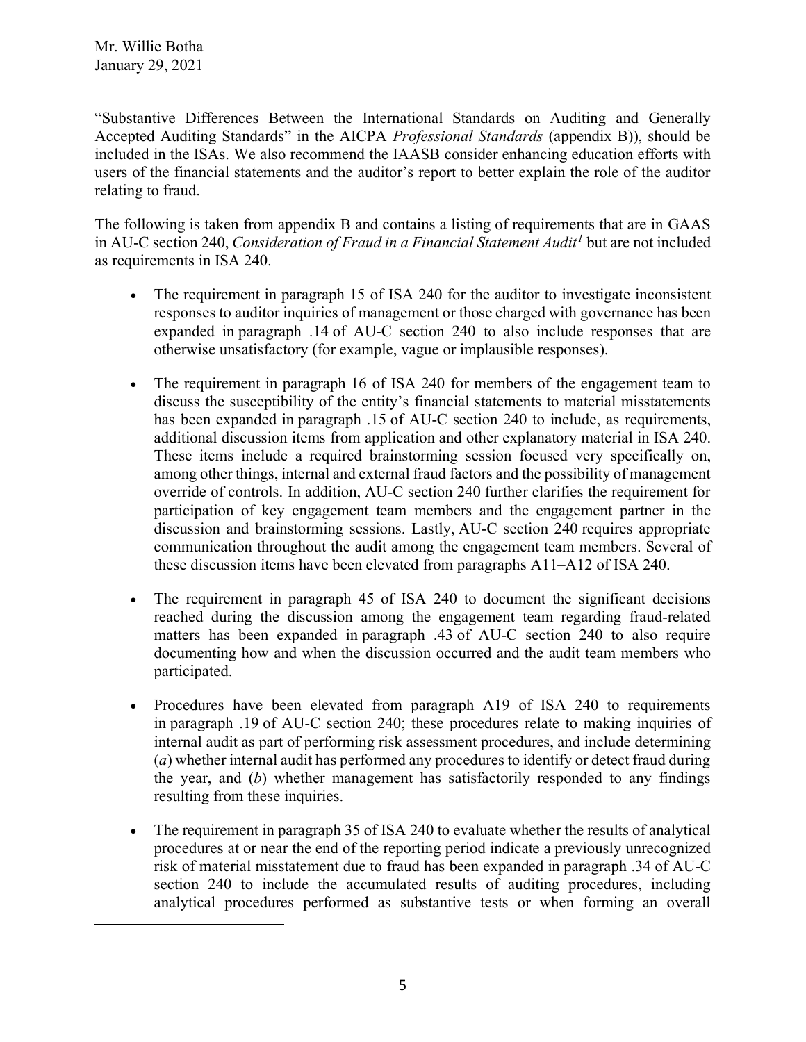"Substantive Differences Between the International Standards on Auditing and Generally Accepted Auditing Standards" in the AICPA *Professional Standards* (appendix B)), should be included in the ISAs. We also recommend the IAASB consider enhancing education efforts with users of the financial statements and the auditor's report to better explain the role of the auditor relating to fraud.

The following is taken from appendix B and contains a listing of requirements that are in GAAS in AU-C section 240, *Consideration of Fraud in a Financial Statement Audit*[1] but are not included as requirements in ISA 240.

- The requirement in paragraph 15 of ISA 240 for the auditor to investigate inconsistent responses to auditor inquiries of management or those charged with governance has been expanded in paragraph .14 of AU-C section 240 to also include responses that are otherwise unsatisfactory (for example, vague or implausible responses).

- The requirement in paragraph 16 of ISA 240 for members of the engagement team to discuss the susceptibility of the entity's financial statements to material misstatements has been expanded in paragraph .15 of AU-C section 240 to include, as requirements, additional discussion items from application and other explanatory material in ISA 240. These items include a required brainstorming session focused very specifically on, among other things, internal and external fraud factors and the possibility of management override of controls. In addition, AU-C section 240 further clarifies the requirement for participation of key engagement team members and the engagement partner in the discussion and brainstorming sessions. Lastly, AU-C section 240 requires appropriate communication throughout the audit among the engagement team members. Several of these discussion items have been elevated from paragraphs A11–A12 of ISA 240.

- The requirement in paragraph 45 of ISA 240 to document the significant decisions reached during the discussion among the engagement team regarding fraud-related matters has been expanded in paragraph .43 of AU-C section 240 to also require documenting how and when the discussion occurred and the audit team members who participated.

- Procedures have been elevated from paragraph A19 of ISA 240 to requirements in paragraph .19 of AU-C section 240; these procedures relate to making inquiries of internal audit as part of performing risk assessment procedures, and include determining (*a*) whether internal audit has performed any procedures to identify or detect fraud during the year, and (*b*) whether management has satisfactorily responded to any findings resulting from these inquiries.

- The requirement in paragraph 35 of ISA 240 to evaluate whether the results of analytical procedures at or near the end of the reporting period indicate a previously unrecognized risk of material misstatement due to fraud has been expanded in paragraph .34 of AU-C section 240 to include the accumulated results of auditing procedures, including analytical procedures performed as substantive tests or when forming an overall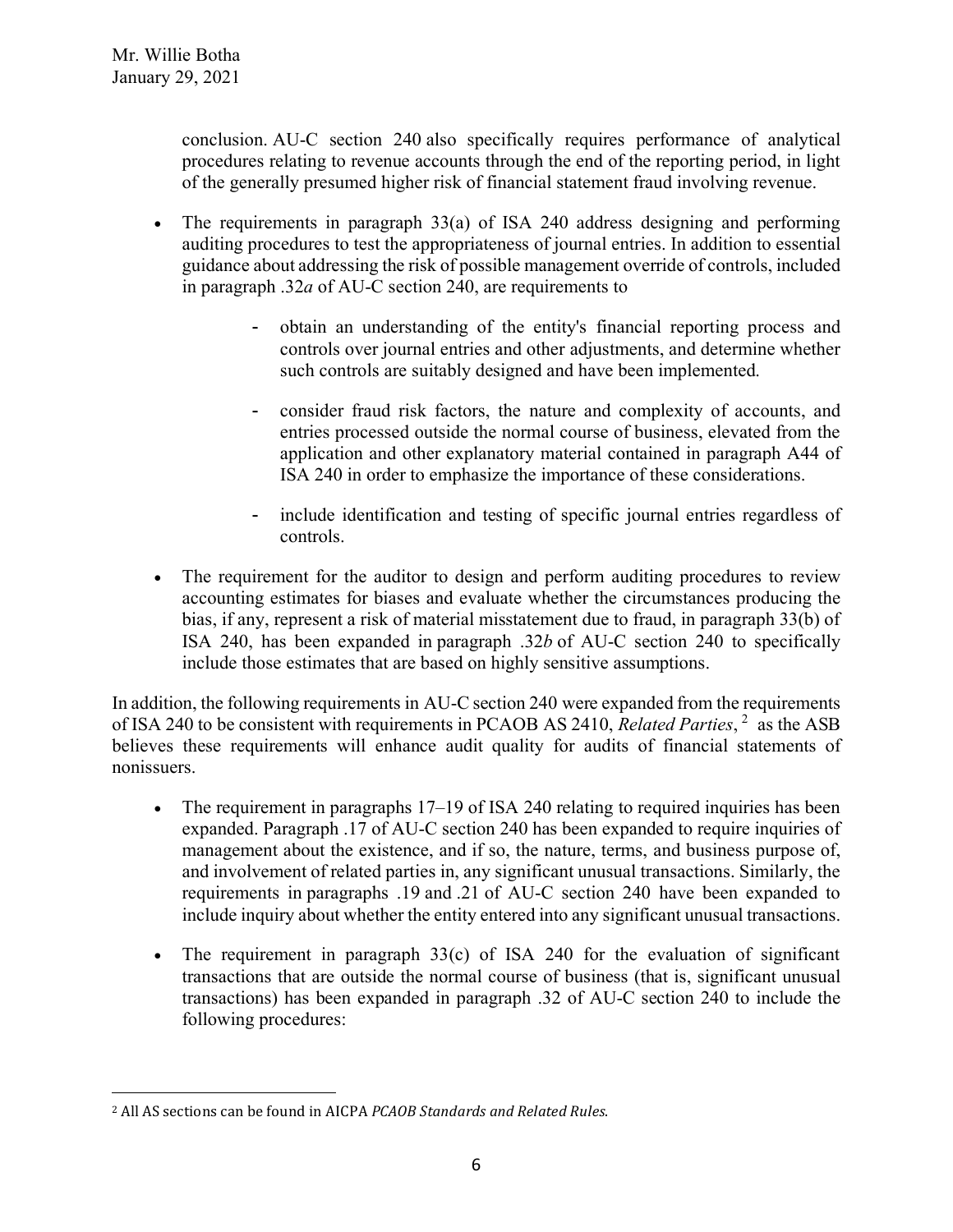conclusion. AU-C section 240 also specifically requires performance of analytical procedures relating to revenue accounts through the end of the reporting period, in light of the generally presumed higher risk of financial statement fraud involving revenue.

- The requirements in paragraph 33(a) of ISA 240 address designing and performing auditing procedures to test the appropriateness of journal entries. In addition to essential guidance about addressing the risk of possible management override of controls, included in paragraph .32*a* of AU-C section 240, are requirements to
    - obtain an understanding of the entity's financial reporting process and controls over journal entries and other adjustments, and determine whether such controls are suitably designed and have been implemented.
    - consider fraud risk factors, the nature and complexity of accounts, and entries processed outside the normal course of business, elevated from the application and other explanatory material contained in paragraph A44 of ISA 240 in order to emphasize the importance of these considerations.
    - include identification and testing of specific journal entries regardless of controls.
- The requirement for the auditor to design and perform auditing procedures to review accounting estimates for biases and evaluate whether the circumstances producing the bias, if any, represent a risk of material misstatement due to fraud, in paragraph 33(b) of ISA 240, has been expanded in paragraph .32*b* of AU-C section 240 to specifically include those estimates that are based on highly sensitive assumptions.

In addition, the following requirements in AU-C section 240 were expanded from the requirements of ISA 240 to be consistent with requirements in PCAOB AS 2410, *Related Parties*,[2] as the ASB believes these requirements will enhance audit quality for audits of financial statements of nonissuers.

- The requirement in paragraphs 17–19 of ISA 240 relating to required inquiries has been expanded. Paragraph .17 of AU-C section 240 has been expanded to require inquiries of management about the existence, and if so, the nature, terms, and business purpose of, and involvement of related parties in, any significant unusual transactions. Similarly, the requirements in paragraphs .19 and .21 of AU-C section 240 have been expanded to include inquiry about whether the entity entered into any significant unusual transactions.
- The requirement in paragraph 33(c) of ISA 240 for the evaluation of significant transactions that are outside the normal course of business (that is, significant unusual transactions) has been expanded in paragraph .32 of AU-C section 240 to include the following procedures:

[2] All AS sections can be found in AICPA *PCAOB Standards and Related Rules*.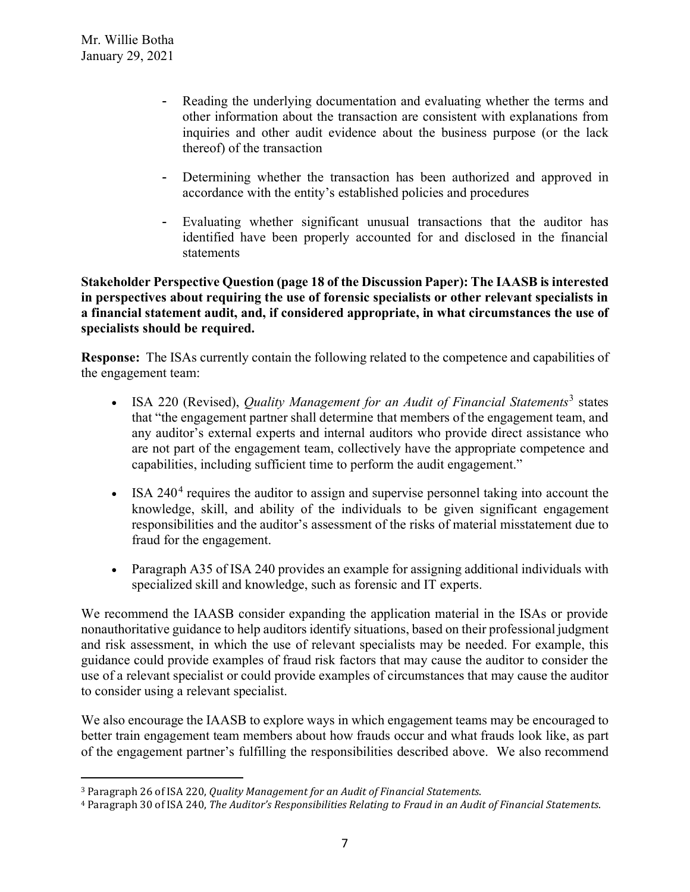- Reading the underlying documentation and evaluating whether the terms and other information about the transaction are consistent with explanations from inquiries and other audit evidence about the business purpose (or the lack thereof) of the transaction

- Determining whether the transaction has been authorized and approved in accordance with the entity's established policies and procedures

- Evaluating whether significant unusual transactions that the auditor has identified have been properly accounted for and disclosed in the financial statements

**Stakeholder Perspective Question (page 18 of the Discussion Paper): The IAASB is interested in perspectives about requiring the use of forensic specialists or other relevant specialists in a financial statement audit, and, if considered appropriate, in what circumstances the use of specialists should be required.**

**Response:** The ISAs currently contain the following related to the competence and capabilities of the engagement team:

- ISA 220 (Revised), *Quality Management for an Audit of Financial Statements*[3] states that "the engagement partner shall determine that members of the engagement team, and any auditor's external experts and internal auditors who provide direct assistance who are not part of the engagement team, collectively have the appropriate competence and capabilities, including sufficient time to perform the audit engagement."

- ISA 240[4] requires the auditor to assign and supervise personnel taking into account the knowledge, skill, and ability of the individuals to be given significant engagement responsibilities and the auditor's assessment of the risks of material misstatement due to fraud for the engagement.

- Paragraph A35 of ISA 240 provides an example for assigning additional individuals with specialized skill and knowledge, such as forensic and IT experts.

We recommend the IAASB consider expanding the application material in the ISAs or provide nonauthoritative guidance to help auditors identify situations, based on their professional judgment and risk assessment, in which the use of relevant specialists may be needed. For example, this guidance could provide examples of fraud risk factors that may cause the auditor to consider the use of a relevant specialist or could provide examples of circumstances that may cause the auditor to consider using a relevant specialist.

We also encourage the IAASB to explore ways in which engagement teams may be encouraged to better train engagement team members about how frauds occur and what frauds look like, as part of the engagement partner's fulfilling the responsibilities described above. We also recommend

---

[3] Paragraph 26 of ISA 220, *Quality Management for an Audit of Financial Statements*.

[4] Paragraph 30 of ISA 240, *The Auditor's Responsibilities Relating to Fraud in an Audit of Financial Statements*.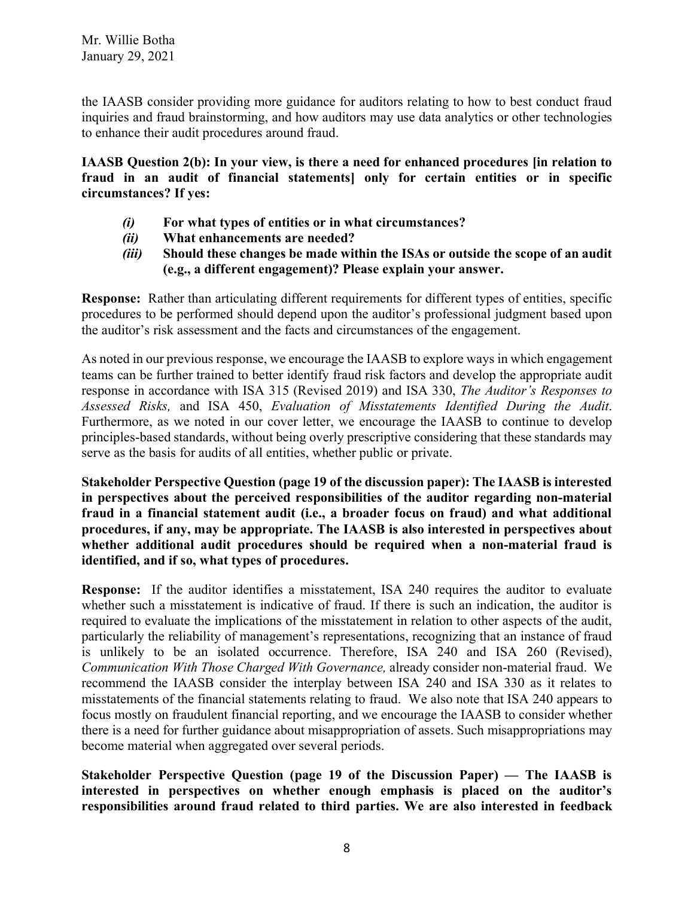the IAASB consider providing more guidance for auditors relating to how to best conduct fraud inquiries and fraud brainstorming, and how auditors may use data analytics or other technologies to enhance their audit procedures around fraud.

**IAASB Question 2(b): In your view, is there a need for enhanced procedures [in relation to fraud in an audit of financial statements] only for certain entities or in specific circumstances? If yes:**

- ***(i)*** **For what types of entities or in what circumstances?**
- ***(ii)*** **What enhancements are needed?**
- ***(iii)*** **Should these changes be made within the ISAs or outside the scope of an audit (e.g., a different engagement)? Please explain your answer.**

**Response:** Rather than articulating different requirements for different types of entities, specific procedures to be performed should depend upon the auditor's professional judgment based upon the auditor's risk assessment and the facts and circumstances of the engagement.

As noted in our previous response, we encourage the IAASB to explore ways in which engagement teams can be further trained to better identify fraud risk factors and develop the appropriate audit response in accordance with ISA 315 (Revised 2019) and ISA 330, *The Auditor's Responses to Assessed Risks,* and ISA 450, *Evaluation of Misstatements Identified During the Audit*. Furthermore, as we noted in our cover letter, we encourage the IAASB to continue to develop principles-based standards, without being overly prescriptive considering that these standards may serve as the basis for audits of all entities, whether public or private.

**Stakeholder Perspective Question (page 19 of the discussion paper): The IAASB is interested in perspectives about the perceived responsibilities of the auditor regarding non-material fraud in a financial statement audit (i.e., a broader focus on fraud) and what additional procedures, if any, may be appropriate. The IAASB is also interested in perspectives about whether additional audit procedures should be required when a non-material fraud is identified, and if so, what types of procedures.**

**Response:** If the auditor identifies a misstatement, ISA 240 requires the auditor to evaluate whether such a misstatement is indicative of fraud. If there is such an indication, the auditor is required to evaluate the implications of the misstatement in relation to other aspects of the audit, particularly the reliability of management's representations, recognizing that an instance of fraud is unlikely to be an isolated occurrence. Therefore, ISA 240 and ISA 260 (Revised), *Communication With Those Charged With Governance,* already consider non-material fraud. We recommend the IAASB consider the interplay between ISA 240 and ISA 330 as it relates to misstatements of the financial statements relating to fraud. We also note that ISA 240 appears to focus mostly on fraudulent financial reporting, and we encourage the IAASB to consider whether there is a need for further guidance about misappropriation of assets. Such misappropriations may become material when aggregated over several periods.

**Stakeholder Perspective Question (page 19 of the Discussion Paper) — The IAASB is interested in perspectives on whether enough emphasis is placed on the auditor's responsibilities around fraud related to third parties. We are also interested in feedback**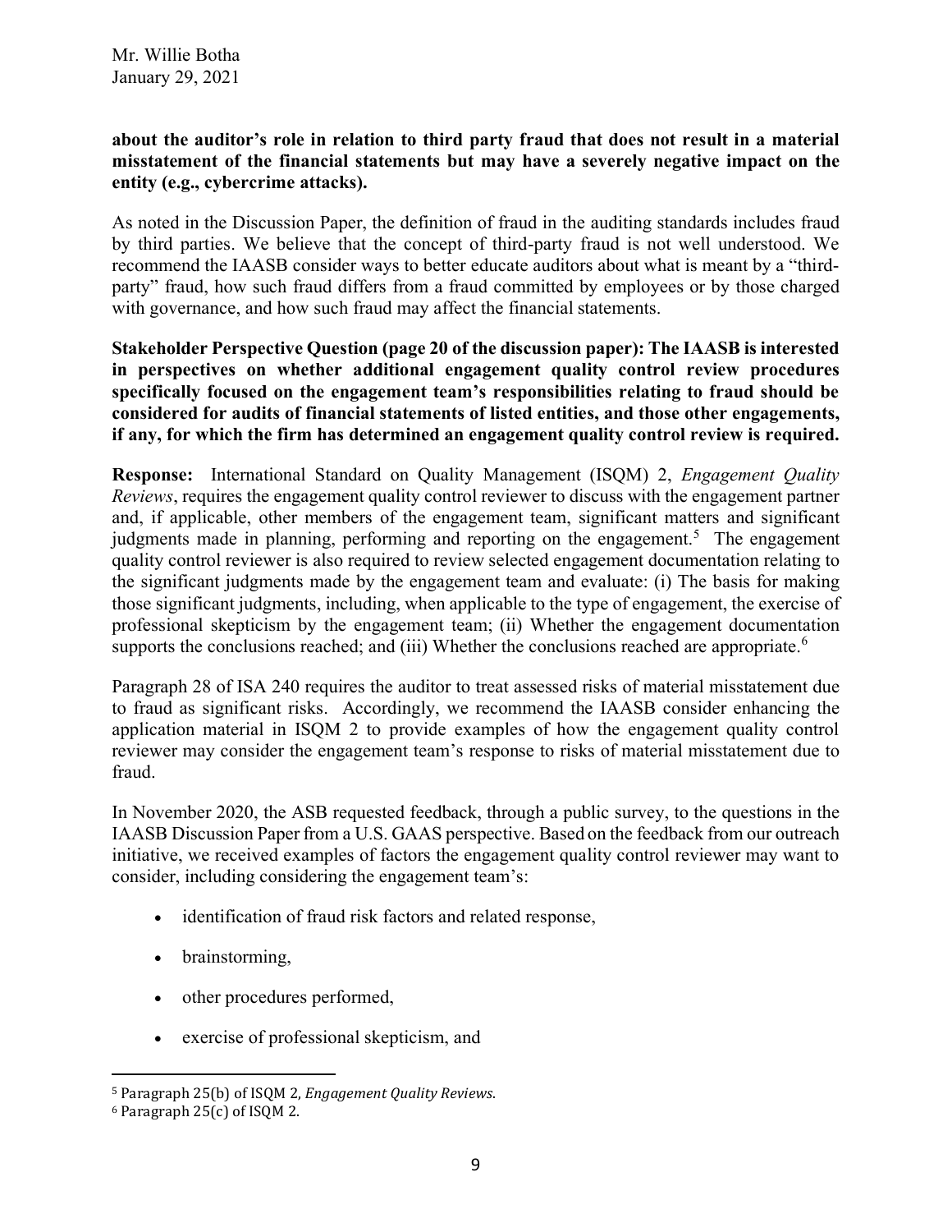**about the auditor's role in relation to third party fraud that does not result in a material misstatement of the financial statements but may have a severely negative impact on the entity (e.g., cybercrime attacks).**

As noted in the Discussion Paper, the definition of fraud in the auditing standards includes fraud by third parties. We believe that the concept of third-party fraud is not well understood. We recommend the IAASB consider ways to better educate auditors about what is meant by a "third-party" fraud, how such fraud differs from a fraud committed by employees or by those charged with governance, and how such fraud may affect the financial statements.

**Stakeholder Perspective Question (page 20 of the discussion paper): The IAASB is interested in perspectives on whether additional engagement quality control review procedures specifically focused on the engagement team's responsibilities relating to fraud should be considered for audits of financial statements of listed entities, and those other engagements, if any, for which the firm has determined an engagement quality control review is required.**

**Response:** International Standard on Quality Management (ISQM) 2, *Engagement Quality Reviews*, requires the engagement quality control reviewer to discuss with the engagement partner and, if applicable, other members of the engagement team, significant matters and significant judgments made in planning, performing and reporting on the engagement.[5] The engagement quality control reviewer is also required to review selected engagement documentation relating to the significant judgments made by the engagement team and evaluate: (i) The basis for making those significant judgments, including, when applicable to the type of engagement, the exercise of professional skepticism by the engagement team; (ii) Whether the engagement documentation supports the conclusions reached; and (iii) Whether the conclusions reached are appropriate.[6]

Paragraph 28 of ISA 240 requires the auditor to treat assessed risks of material misstatement due to fraud as significant risks. Accordingly, we recommend the IAASB consider enhancing the application material in ISQM 2 to provide examples of how the engagement quality control reviewer may consider the engagement team's response to risks of material misstatement due to fraud.

In November 2020, the ASB requested feedback, through a public survey, to the questions in the IAASB Discussion Paper from a U.S. GAAS perspective. Based on the feedback from our outreach initiative, we received examples of factors the engagement quality control reviewer may want to consider, including considering the engagement team's:

- identification of fraud risk factors and related response,
- brainstorming,
- other procedures performed,
- exercise of professional skepticism, and

---

[5] Paragraph 25(b) of ISQM 2, *Engagement Quality Reviews*.

[6] Paragraph 25(c) of ISQM 2.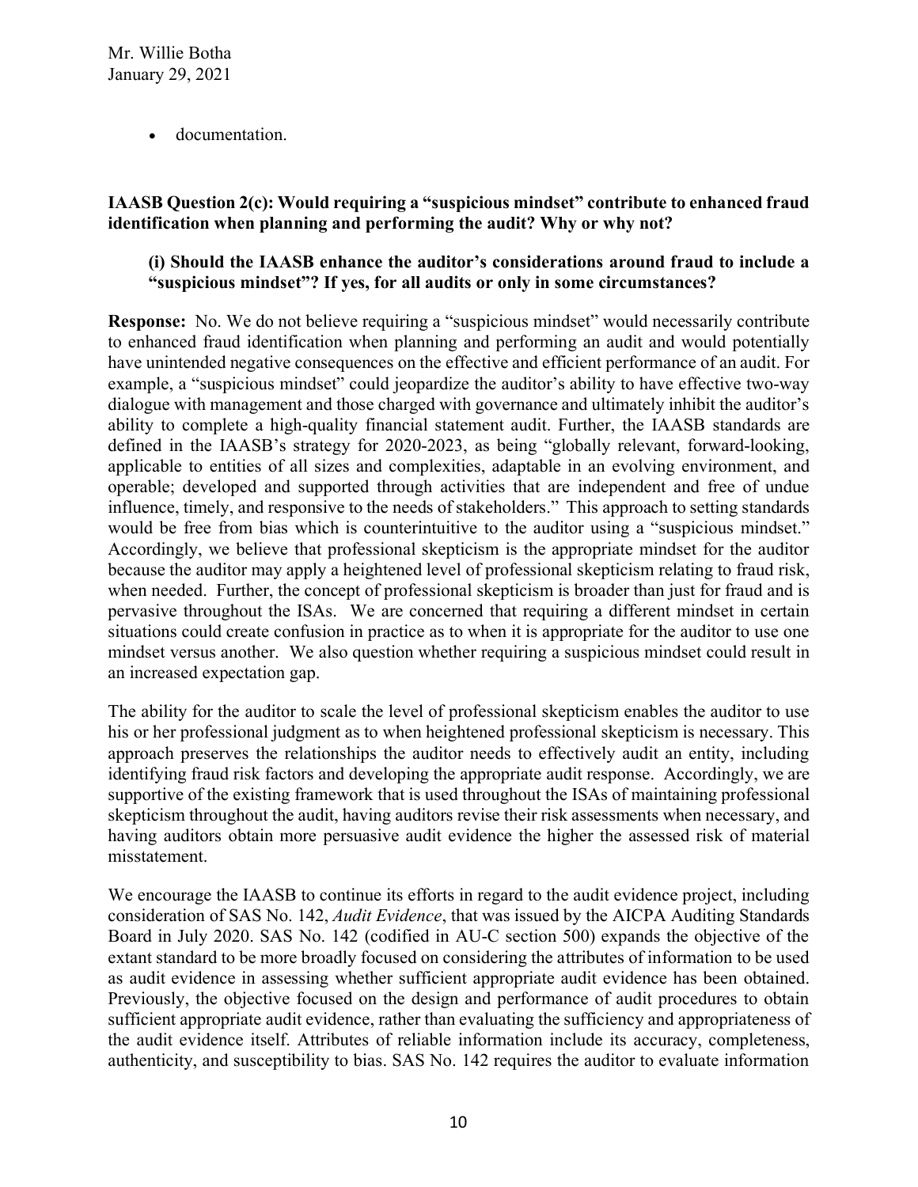- documentation.

**IAASB Question 2(c): Would requiring a "suspicious mindset" contribute to enhanced fraud identification when planning and performing the audit? Why or why not?**

> **(i) Should the IAASB enhance the auditor's considerations around fraud to include a "suspicious mindset"? If yes, for all audits or only in some circumstances?**

**Response:** No. We do not believe requiring a "suspicious mindset" would necessarily contribute to enhanced fraud identification when planning and performing an audit and would potentially have unintended negative consequences on the effective and efficient performance of an audit. For example, a "suspicious mindset" could jeopardize the auditor's ability to have effective two-way dialogue with management and those charged with governance and ultimately inhibit the auditor's ability to complete a high-quality financial statement audit. Further, the IAASB standards are defined in the IAASB's strategy for 2020-2023, as being "globally relevant, forward-looking, applicable to entities of all sizes and complexities, adaptable in an evolving environment, and operable; developed and supported through activities that are independent and free of undue influence, timely, and responsive to the needs of stakeholders." This approach to setting standards would be free from bias which is counterintuitive to the auditor using a "suspicious mindset." Accordingly, we believe that professional skepticism is the appropriate mindset for the auditor because the auditor may apply a heightened level of professional skepticism relating to fraud risk, when needed. Further, the concept of professional skepticism is broader than just for fraud and is pervasive throughout the ISAs. We are concerned that requiring a different mindset in certain situations could create confusion in practice as to when it is appropriate for the auditor to use one mindset versus another. We also question whether requiring a suspicious mindset could result in an increased expectation gap.

The ability for the auditor to scale the level of professional skepticism enables the auditor to use his or her professional judgment as to when heightened professional skepticism is necessary. This approach preserves the relationships the auditor needs to effectively audit an entity, including identifying fraud risk factors and developing the appropriate audit response. Accordingly, we are supportive of the existing framework that is used throughout the ISAs of maintaining professional skepticism throughout the audit, having auditors revise their risk assessments when necessary, and having auditors obtain more persuasive audit evidence the higher the assessed risk of material misstatement.

We encourage the IAASB to continue its efforts in regard to the audit evidence project, including consideration of SAS No. 142, *Audit Evidence*, that was issued by the AICPA Auditing Standards Board in July 2020. SAS No. 142 (codified in AU-C section 500) expands the objective of the extant standard to be more broadly focused on considering the attributes of information to be used as audit evidence in assessing whether sufficient appropriate audit evidence has been obtained. Previously, the objective focused on the design and performance of audit procedures to obtain sufficient appropriate audit evidence, rather than evaluating the sufficiency and appropriateness of the audit evidence itself. Attributes of reliable information include its accuracy, completeness, authenticity, and susceptibility to bias. SAS No. 142 requires the auditor to evaluate information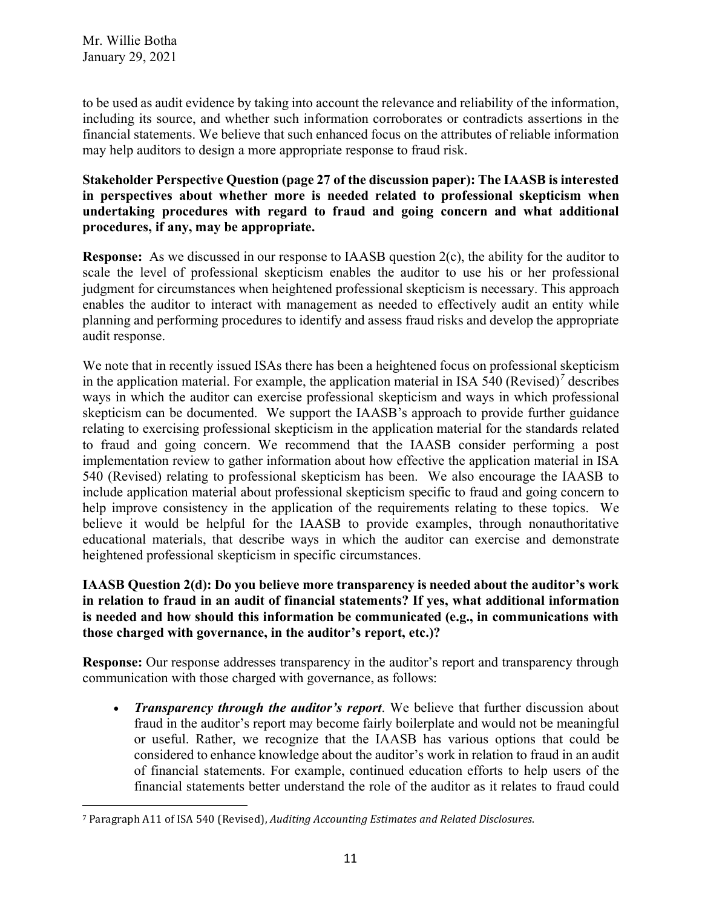to be used as audit evidence by taking into account the relevance and reliability of the information, including its source, and whether such information corroborates or contradicts assertions in the financial statements. We believe that such enhanced focus on the attributes of reliable information may help auditors to design a more appropriate response to fraud risk.

**Stakeholder Perspective Question (page 27 of the discussion paper): The IAASB is interested in perspectives about whether more is needed related to professional skepticism when undertaking procedures with regard to fraud and going concern and what additional procedures, if any, may be appropriate.**

**Response:** As we discussed in our response to IAASB question 2(c), the ability for the auditor to scale the level of professional skepticism enables the auditor to use his or her professional judgment for circumstances when heightened professional skepticism is necessary. This approach enables the auditor to interact with management as needed to effectively audit an entity while planning and performing procedures to identify and assess fraud risks and develop the appropriate audit response.

We note that in recently issued ISAs there has been a heightened focus on professional skepticism in the application material. For example, the application material in ISA 540 (Revised)[7] describes ways in which the auditor can exercise professional skepticism and ways in which professional skepticism can be documented. We support the IAASB's approach to provide further guidance relating to exercising professional skepticism in the application material for the standards related to fraud and going concern. We recommend that the IAASB consider performing a post implementation review to gather information about how effective the application material in ISA 540 (Revised) relating to professional skepticism has been. We also encourage the IAASB to include application material about professional skepticism specific to fraud and going concern to help improve consistency in the application of the requirements relating to these topics. We believe it would be helpful for the IAASB to provide examples, through nonauthoritative educational materials, that describe ways in which the auditor can exercise and demonstrate heightened professional skepticism in specific circumstances.

**IAASB Question 2(d): Do you believe more transparency is needed about the auditor's work in relation to fraud in an audit of financial statements? If yes, what additional information is needed and how should this information be communicated (e.g., in communications with those charged with governance, in the auditor's report, etc.)?**

**Response:** Our response addresses transparency in the auditor's report and transparency through communication with those charged with governance, as follows:

- ***Transparency through the auditor's report***. We believe that further discussion about fraud in the auditor's report may become fairly boilerplate and would not be meaningful or useful. Rather, we recognize that the IAASB has various options that could be considered to enhance knowledge about the auditor's work in relation to fraud in an audit of financial statements. For example, continued education efforts to help users of the financial statements better understand the role of the auditor as it relates to fraud could

[7] Paragraph A11 of ISA 540 (Revised), *Auditing Accounting Estimates and Related Disclosures*.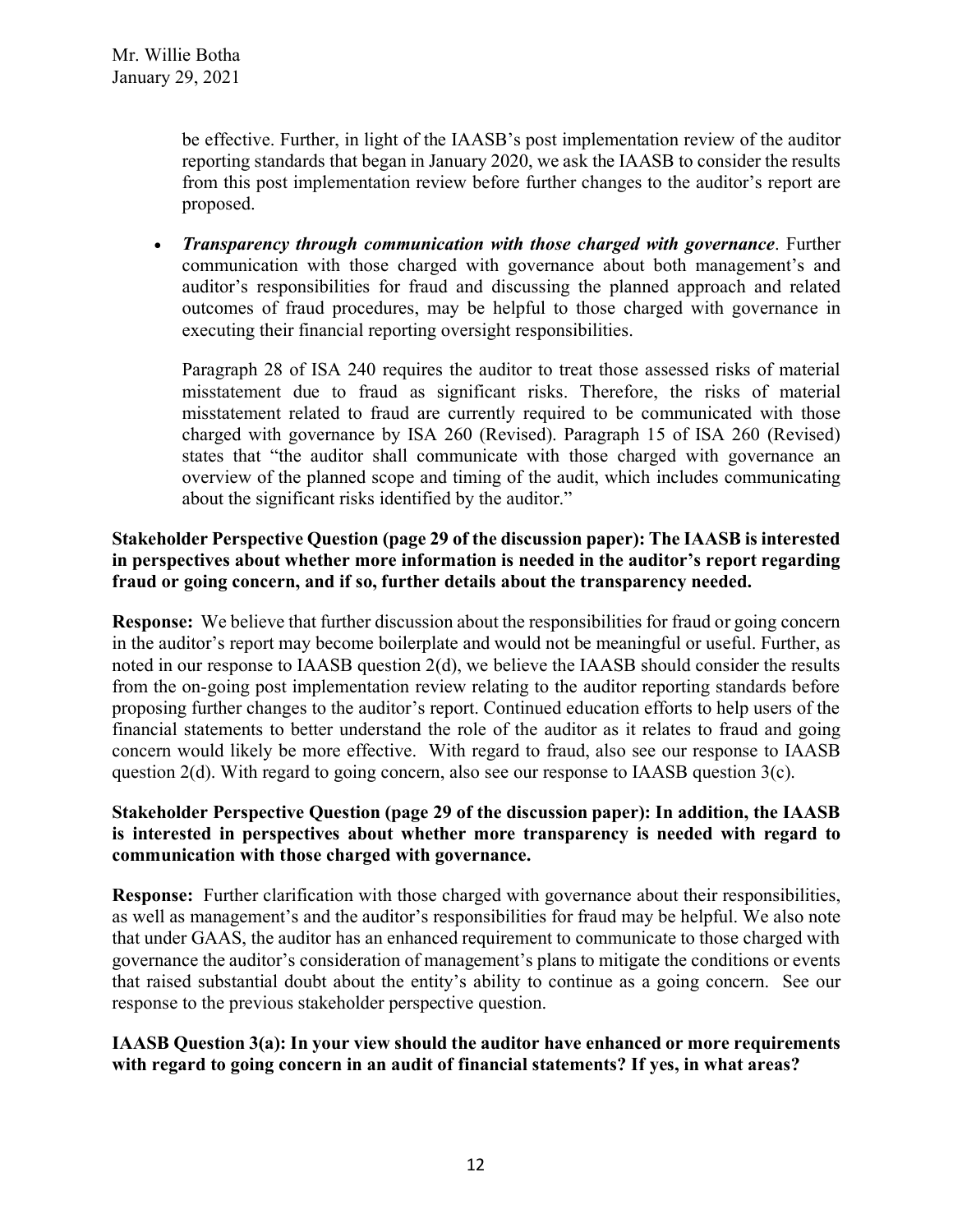be effective. Further, in light of the IAASB's post implementation review of the auditor reporting standards that began in January 2020, we ask the IAASB to consider the results from this post implementation review before further changes to the auditor's report are proposed.

- ***Transparency through communication with those charged with governance***. Further communication with those charged with governance about both management's and auditor's responsibilities for fraud and discussing the planned approach and related outcomes of fraud procedures, may be helpful to those charged with governance in executing their financial reporting oversight responsibilities.

  Paragraph 28 of ISA 240 requires the auditor to treat those assessed risks of material misstatement due to fraud as significant risks. Therefore, the risks of material misstatement related to fraud are currently required to be communicated with those charged with governance by ISA 260 (Revised). Paragraph 15 of ISA 260 (Revised) states that "the auditor shall communicate with those charged with governance an overview of the planned scope and timing of the audit, which includes communicating about the significant risks identified by the auditor."

**Stakeholder Perspective Question (page 29 of the discussion paper): The IAASB is interested in perspectives about whether more information is needed in the auditor's report regarding fraud or going concern, and if so, further details about the transparency needed.**

**Response:** We believe that further discussion about the responsibilities for fraud or going concern in the auditor's report may become boilerplate and would not be meaningful or useful. Further, as noted in our response to IAASB question 2(d), we believe the IAASB should consider the results from the on-going post implementation review relating to the auditor reporting standards before proposing further changes to the auditor's report. Continued education efforts to help users of the financial statements to better understand the role of the auditor as it relates to fraud and going concern would likely be more effective. With regard to fraud, also see our response to IAASB question 2(d). With regard to going concern, also see our response to IAASB question 3(c).

**Stakeholder Perspective Question (page 29 of the discussion paper): In addition, the IAASB is interested in perspectives about whether more transparency is needed with regard to communication with those charged with governance.**

**Response:** Further clarification with those charged with governance about their responsibilities, as well as management's and the auditor's responsibilities for fraud may be helpful. We also note that under GAAS, the auditor has an enhanced requirement to communicate to those charged with governance the auditor's consideration of management's plans to mitigate the conditions or events that raised substantial doubt about the entity's ability to continue as a going concern. See our response to the previous stakeholder perspective question.

**IAASB Question 3(a): In your view should the auditor have enhanced or more requirements with regard to going concern in an audit of financial statements? If yes, in what areas?**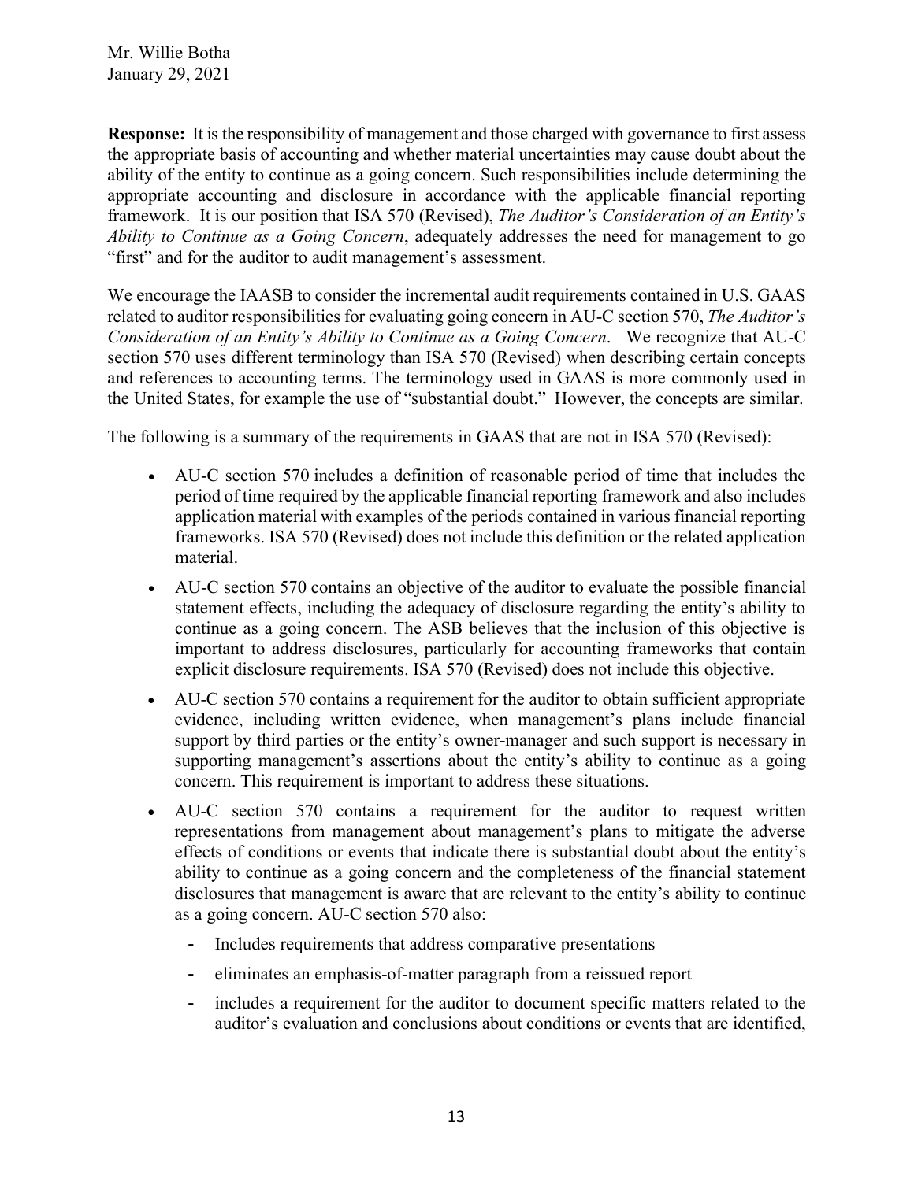**Response:** It is the responsibility of management and those charged with governance to first assess the appropriate basis of accounting and whether material uncertainties may cause doubt about the ability of the entity to continue as a going concern. Such responsibilities include determining the appropriate accounting and disclosure in accordance with the applicable financial reporting framework. It is our position that ISA 570 (Revised), *The Auditor's Consideration of an Entity's Ability to Continue as a Going Concern*, adequately addresses the need for management to go "first" and for the auditor to audit management's assessment.

We encourage the IAASB to consider the incremental audit requirements contained in U.S. GAAS related to auditor responsibilities for evaluating going concern in AU-C section 570, *The Auditor's Consideration of an Entity's Ability to Continue as a Going Concern*. We recognize that AU-C section 570 uses different terminology than ISA 570 (Revised) when describing certain concepts and references to accounting terms. The terminology used in GAAS is more commonly used in the United States, for example the use of "substantial doubt." However, the concepts are similar.

The following is a summary of the requirements in GAAS that are not in ISA 570 (Revised):

- AU-C section 570 includes a definition of reasonable period of time that includes the period of time required by the applicable financial reporting framework and also includes application material with examples of the periods contained in various financial reporting frameworks. ISA 570 (Revised) does not include this definition or the related application material.
- AU-C section 570 contains an objective of the auditor to evaluate the possible financial statement effects, including the adequacy of disclosure regarding the entity's ability to continue as a going concern. The ASB believes that the inclusion of this objective is important to address disclosures, particularly for accounting frameworks that contain explicit disclosure requirements. ISA 570 (Revised) does not include this objective.
- AU-C section 570 contains a requirement for the auditor to obtain sufficient appropriate evidence, including written evidence, when management's plans include financial support by third parties or the entity's owner-manager and such support is necessary in supporting management's assertions about the entity's ability to continue as a going concern. This requirement is important to address these situations.
- AU-C section 570 contains a requirement for the auditor to request written representations from management about management's plans to mitigate the adverse effects of conditions or events that indicate there is substantial doubt about the entity's ability to continue as a going concern and the completeness of the financial statement disclosures that management is aware that are relevant to the entity's ability to continue as a going concern. AU-C section 570 also:
  - Includes requirements that address comparative presentations
  - eliminates an emphasis-of-matter paragraph from a reissued report
  - includes a requirement for the auditor to document specific matters related to the auditor's evaluation and conclusions about conditions or events that are identified,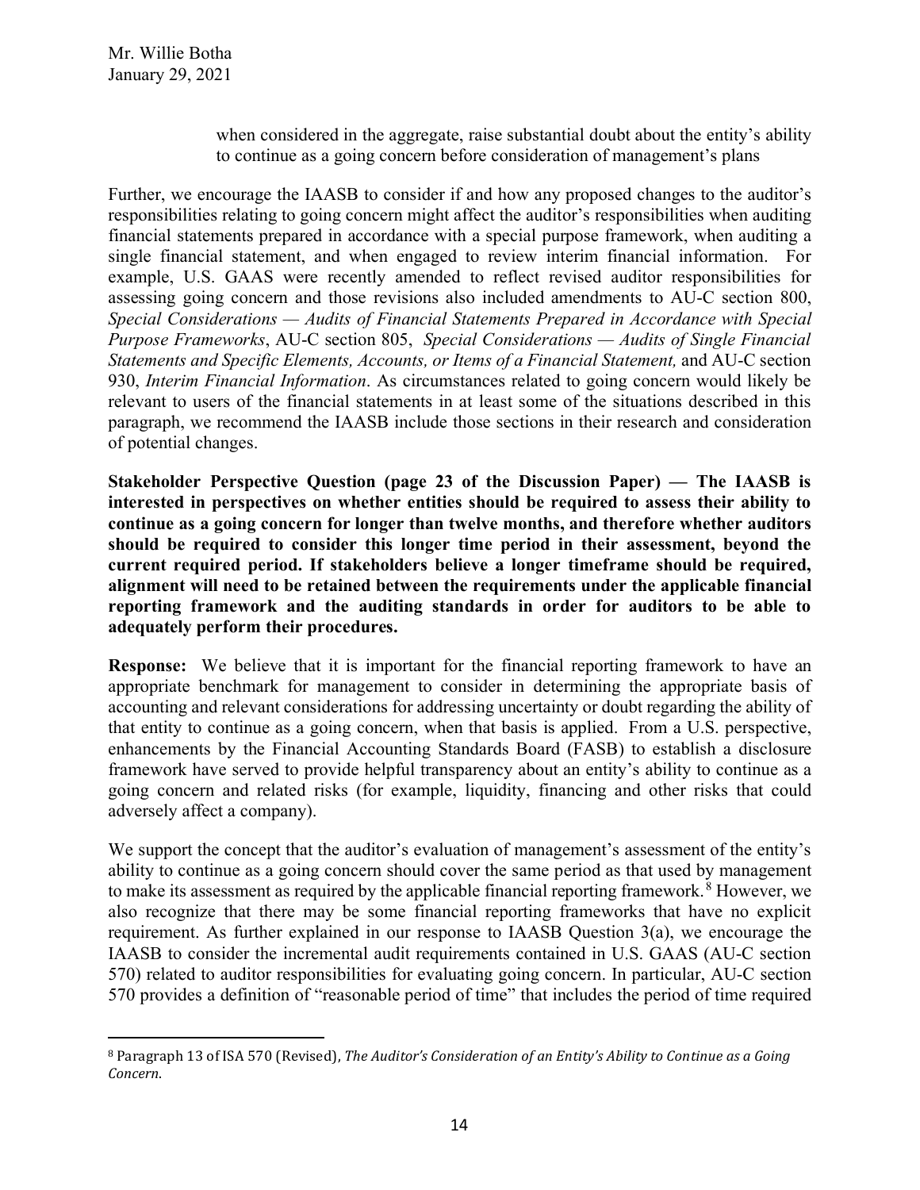when considered in the aggregate, raise substantial doubt about the entity's ability to continue as a going concern before consideration of management's plans

Further, we encourage the IAASB to consider if and how any proposed changes to the auditor's responsibilities relating to going concern might affect the auditor's responsibilities when auditing financial statements prepared in accordance with a special purpose framework, when auditing a single financial statement, and when engaged to review interim financial information. For example, U.S. GAAS were recently amended to reflect revised auditor responsibilities for assessing going concern and those revisions also included amendments to AU-C section 800, *Special Considerations — Audits of Financial Statements Prepared in Accordance with Special Purpose Frameworks*, AU-C section 805, *Special Considerations — Audits of Single Financial Statements and Specific Elements, Accounts, or Items of a Financial Statement,* and AU-C section 930, *Interim Financial Information*. As circumstances related to going concern would likely be relevant to users of the financial statements in at least some of the situations described in this paragraph, we recommend the IAASB include those sections in their research and consideration of potential changes.

**Stakeholder Perspective Question (page 23 of the Discussion Paper) — The IAASB is interested in perspectives on whether entities should be required to assess their ability to continue as a going concern for longer than twelve months, and therefore whether auditors should be required to consider this longer time period in their assessment, beyond the current required period. If stakeholders believe a longer timeframe should be required, alignment will need to be retained between the requirements under the applicable financial reporting framework and the auditing standards in order for auditors to be able to adequately perform their procedures.**

**Response:** We believe that it is important for the financial reporting framework to have an appropriate benchmark for management to consider in determining the appropriate basis of accounting and relevant considerations for addressing uncertainty or doubt regarding the ability of that entity to continue as a going concern, when that basis is applied. From a U.S. perspective, enhancements by the Financial Accounting Standards Board (FASB) to establish a disclosure framework have served to provide helpful transparency about an entity's ability to continue as a going concern and related risks (for example, liquidity, financing and other risks that could adversely affect a company).

We support the concept that the auditor's evaluation of management's assessment of the entity's ability to continue as a going concern should cover the same period as that used by management to make its assessment as required by the applicable financial reporting framework.[8] However, we also recognize that there may be some financial reporting frameworks that have no explicit requirement. As further explained in our response to IAASB Question 3(a), we encourage the IAASB to consider the incremental audit requirements contained in U.S. GAAS (AU-C section 570) related to auditor responsibilities for evaluating going concern. In particular, AU-C section 570 provides a definition of "reasonable period of time" that includes the period of time required

[8] Paragraph 13 of ISA 570 (Revised), *The Auditor's Consideration of an Entity's Ability to Continue as a Going Concern.*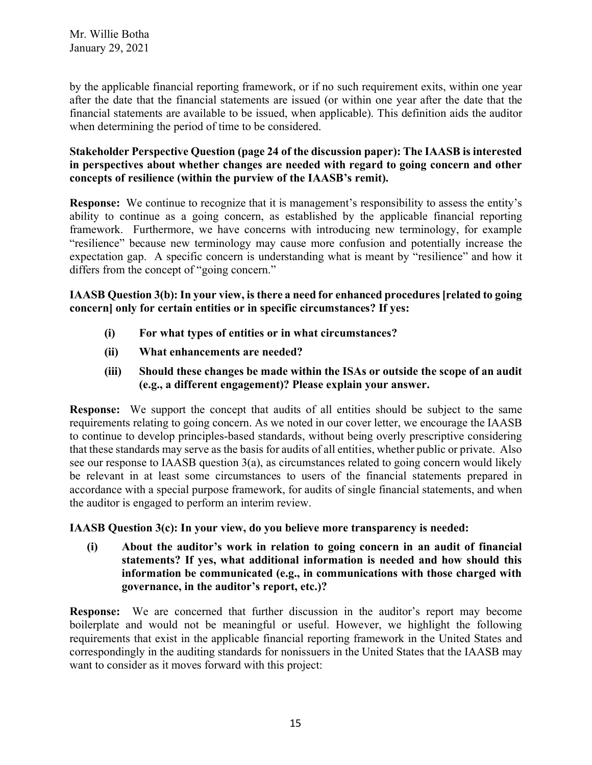by the applicable financial reporting framework, or if no such requirement exits, within one year after the date that the financial statements are issued (or within one year after the date that the financial statements are available to be issued, when applicable). This definition aids the auditor when determining the period of time to be considered.

**Stakeholder Perspective Question (page 24 of the discussion paper): The IAASB is interested in perspectives about whether changes are needed with regard to going concern and other concepts of resilience (within the purview of the IAASB's remit).**

**Response:** We continue to recognize that it is management's responsibility to assess the entity's ability to continue as a going concern, as established by the applicable financial reporting framework. Furthermore, we have concerns with introducing new terminology, for example "resilience" because new terminology may cause more confusion and potentially increase the expectation gap. A specific concern is understanding what is meant by "resilience" and how it differs from the concept of "going concern."

**IAASB Question 3(b): In your view, is there a need for enhanced procedures [related to going concern] only for certain entities or in specific circumstances? If yes:**

- **(i) For what types of entities or in what circumstances?**
- **(ii) What enhancements are needed?**
- **(iii) Should these changes be made within the ISAs or outside the scope of an audit (e.g., a different engagement)? Please explain your answer.**

**Response:** We support the concept that audits of all entities should be subject to the same requirements relating to going concern. As we noted in our cover letter, we encourage the IAASB to continue to develop principles-based standards, without being overly prescriptive considering that these standards may serve as the basis for audits of all entities, whether public or private. Also see our response to IAASB question 3(a), as circumstances related to going concern would likely be relevant in at least some circumstances to users of the financial statements prepared in accordance with a special purpose framework, for audits of single financial statements, and when the auditor is engaged to perform an interim review.

**IAASB Question 3(c): In your view, do you believe more transparency is needed:**

- **(i) About the auditor's work in relation to going concern in an audit of financial statements? If yes, what additional information is needed and how should this information be communicated (e.g., in communications with those charged with governance, in the auditor's report, etc.)?**

**Response:** We are concerned that further discussion in the auditor's report may become boilerplate and would not be meaningful or useful. However, we highlight the following requirements that exist in the applicable financial reporting framework in the United States and correspondingly in the auditing standards for nonissuers in the United States that the IAASB may want to consider as it moves forward with this project: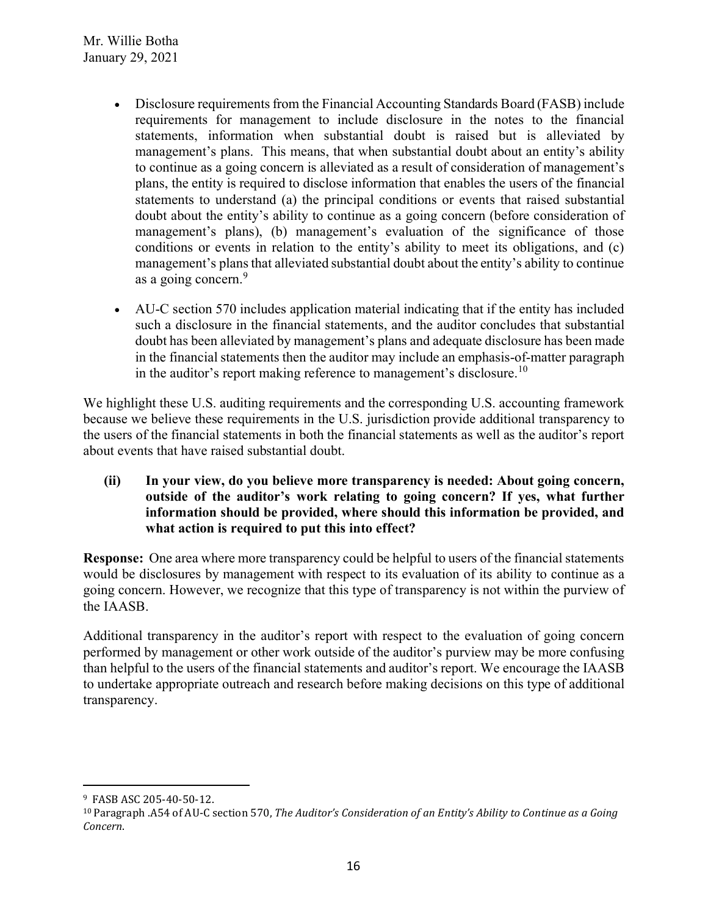- Disclosure requirements from the Financial Accounting Standards Board (FASB) include requirements for management to include disclosure in the notes to the financial statements, information when substantial doubt is raised but is alleviated by management's plans. This means, that when substantial doubt about an entity's ability to continue as a going concern is alleviated as a result of consideration of management's plans, the entity is required to disclose information that enables the users of the financial statements to understand (a) the principal conditions or events that raised substantial doubt about the entity's ability to continue as a going concern (before consideration of management's plans), (b) management's evaluation of the significance of those conditions or events in relation to the entity's ability to meet its obligations, and (c) management's plans that alleviated substantial doubt about the entity's ability to continue as a going concern.[9]

- AU-C section 570 includes application material indicating that if the entity has included such a disclosure in the financial statements, and the auditor concludes that substantial doubt has been alleviated by management's plans and adequate disclosure has been made in the financial statements then the auditor may include an emphasis-of-matter paragraph in the auditor's report making reference to management's disclosure.[10]

We highlight these U.S. auditing requirements and the corresponding U.S. accounting framework because we believe these requirements in the U.S. jurisdiction provide additional transparency to the users of the financial statements in both the financial statements as well as the auditor's report about events that have raised substantial doubt.

**(ii) In your view, do you believe more transparency is needed: About going concern, outside of the auditor's work relating to going concern? If yes, what further information should be provided, where should this information be provided, and what action is required to put this into effect?**

**Response:** One area where more transparency could be helpful to users of the financial statements would be disclosures by management with respect to its evaluation of its ability to continue as a going concern. However, we recognize that this type of transparency is not within the purview of the IAASB.

Additional transparency in the auditor's report with respect to the evaluation of going concern performed by management or other work outside of the auditor's purview may be more confusing than helpful to the users of the financial statements and auditor's report. We encourage the IAASB to undertake appropriate outreach and research before making decisions on this type of additional transparency.

---

[9] FASB ASC 205-40-50-12.

[10] Paragraph .A54 of AU-C section 570, *The Auditor's Consideration of an Entity's Ability to Continue as a Going Concern.*